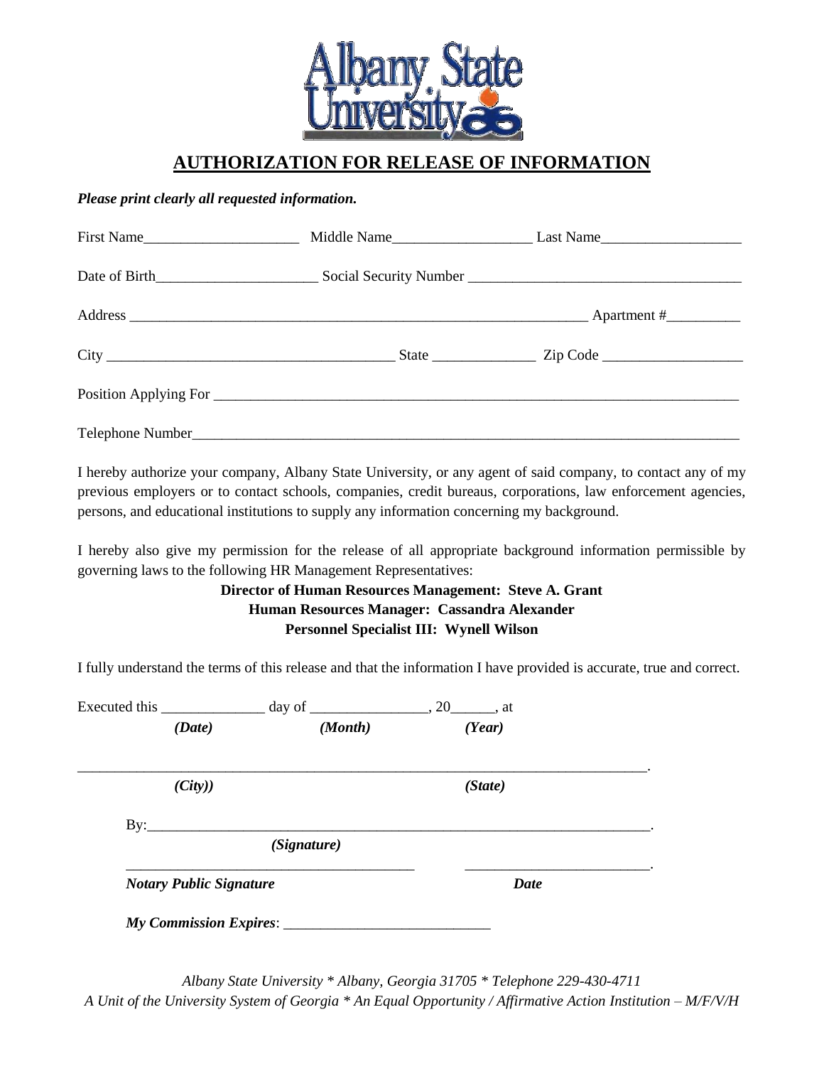# AUTHORIZATION FOR RELEASE OF INFORMATION

***Please print clearly all requested information.***

First Name_____________________ Middle Name__________________ Last Name__________________

Date of Birth_____________________ Social Security Number ___________________________________

Address _______________________________________________________________ Apartment #_________

City ______________________________________ State _____________ Zip Code ___________________

Position Applying For _________________________________________________________________________

Telephone Number_____________________________________________________________________________

I hereby authorize your company, Albany State University, or any agent of said company, to contact any of my previous employers or to contact schools, companies, credit bureaus, corporations, law enforcement agencies, persons, and educational institutions to supply any information concerning my background.

I hereby also give my permission for the release of all appropriate background information permissible by governing laws to the following HR Management Representatives:

**Director of Human Resources Management: Steve A. Grant**
**Human Resources Manager: Cassandra Alexander**
**Personnel Specialist III: Wynell Wilson**

I fully understand the terms of this release and that the information I have provided is accurate, true and correct.

Executed this _____________ day of _______________, 20______, at
***(Date)*** ***(Month)*** ***(Year)***

_____________________________________________________________________________.
***(City))*** ***(State)***

By:______________________________________________________________________.
***(Signature)***

_______________________________________ ________________________.
***Notary Public Signature*** ***Date***

***My Commission Expires***: ___________________________

*Albany State University * Albany, Georgia 31705 * Telephone 229-430-4711*
*A Unit of the University System of Georgia * An Equal Opportunity / Affirmative Action Institution – M/F/V/H*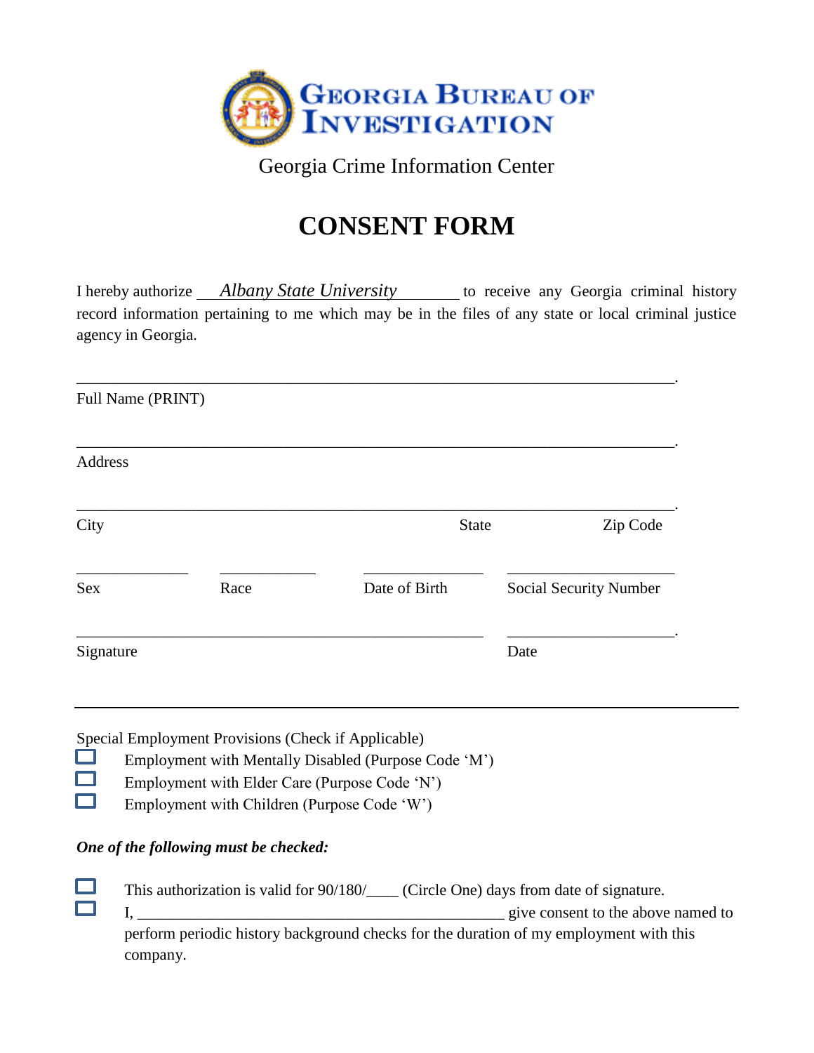GEORGIA BUREAU OF INVESTIGATION

Georgia Crime Information Center

# CONSENT FORM

I hereby authorize ___Albany State University________ to receive any Georgia criminal history record information pertaining to me which may be in the files of any state or local criminal justice agency in Georgia.

_______________________________________________________________________.
Full Name (PRINT)

_______________________________________________________________________.
Address

_______________________________________________________________________.
City State Zip Code

______________ ____________ _______________ ____________________
Sex Race Date of Birth Social Security Number

______________________________________________ ____________________.
Signature Date

---

Special Employment Provisions (Check if Applicable)

☐ Employment with Mentally Disabled (Purpose Code 'M')
☐ Employment with Elder Care (Purpose Code 'N')
☐ Employment with Children (Purpose Code 'W')

***One of the following must be checked:***

☐ This authorization is valid for 90/180/____ (Circle One) days from date of signature.
☐ I, ______________________________________________ give consent to the above named to perform periodic history background checks for the duration of my employment with this company.